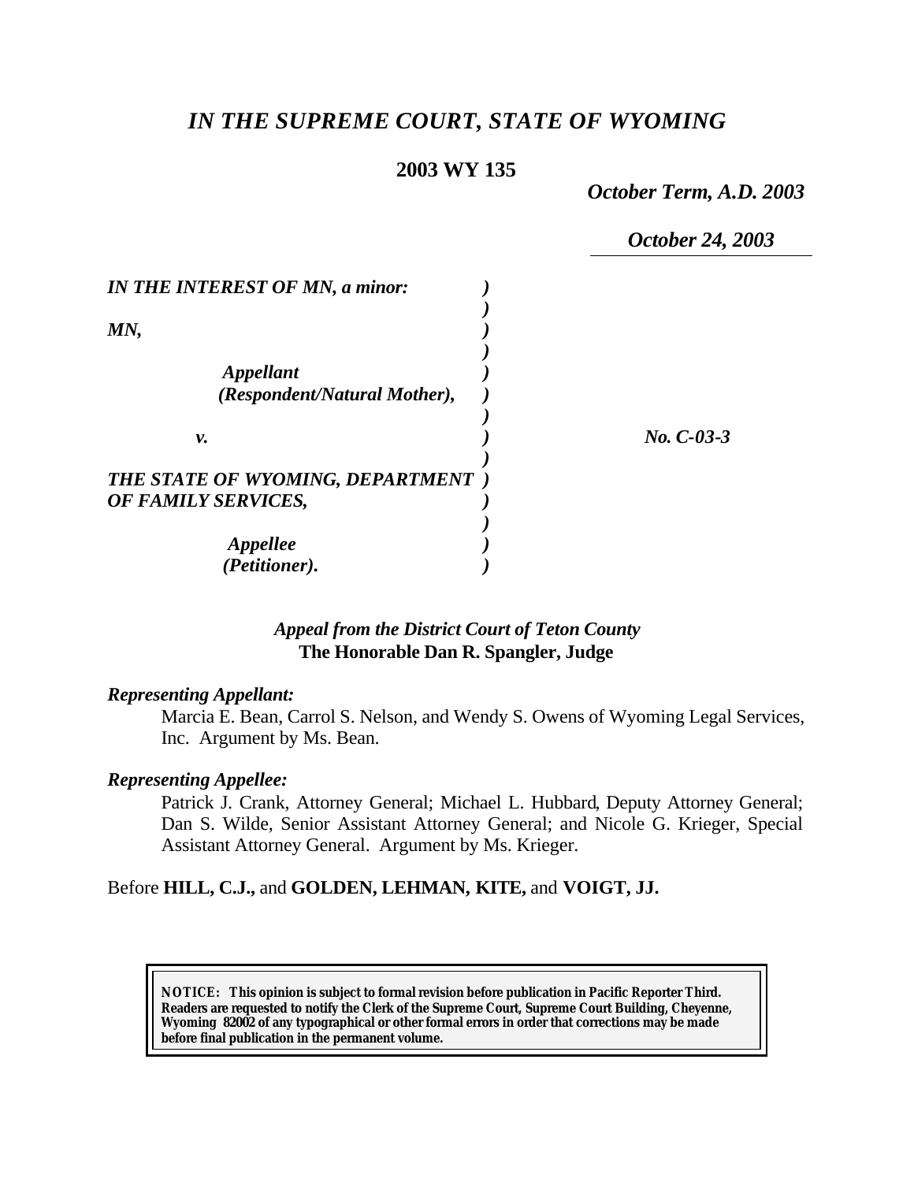# *IN THE SUPREME COURT, STATE OF WYOMING*

**2003 WY 135**

*October Term, A.D. 2003*

*October 24, 2003*

| | |
|---|---|
| ***IN THE INTEREST OF MN, a minor:*** | |
| ***MN,*** | |
| ***Appellant (Respondent/Natural Mother),*** | |
| ***v.*** | ***No. C-03-3*** |
| ***THE STATE OF WYOMING, DEPARTMENT OF FAMILY SERVICES,*** | |
| ***Appellee (Petitioner).*** | |

***Appeal from the District Court of Teton County***
**The Honorable Dan R. Spangler, Judge**

***Representing Appellant:***

Marcia E. Bean, Carrol S. Nelson, and Wendy S. Owens of Wyoming Legal Services, Inc. Argument by Ms. Bean.

***Representing Appellee:***

Patrick J. Crank, Attorney General; Michael L. Hubbard, Deputy Attorney General; Dan S. Wilde, Senior Assistant Attorney General; and Nicole G. Krieger, Special Assistant Attorney General. Argument by Ms. Krieger.

Before **HILL, C.J.,** and **GOLDEN, LEHMAN, KITE,** and **VOIGT, JJ.**

**NOTICE: This opinion is subject to formal revision before publication in Pacific Reporter Third. Readers are requested to notify the Clerk of the Supreme Court, Supreme Court Building, Cheyenne, Wyoming 82002 of any typographical or other formal errors in order that corrections may be made before final publication in the permanent volume.**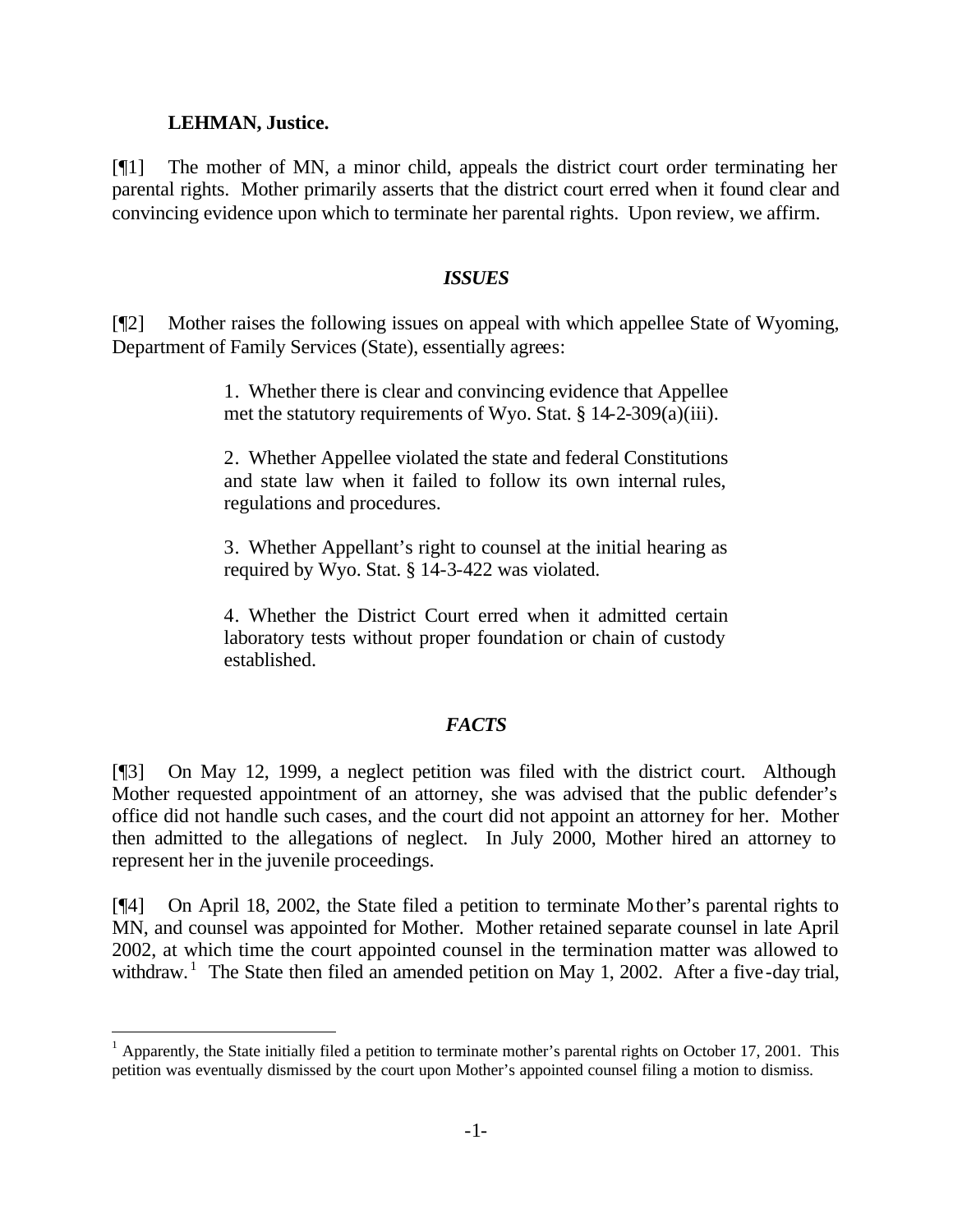**LEHMAN, Justice.**

[¶1] The mother of MN, a minor child, appeals the district court order terminating her parental rights. Mother primarily asserts that the district court erred when it found clear and convincing evidence upon which to terminate her parental rights. Upon review, we affirm.

## *ISSUES*

[¶2] Mother raises the following issues on appeal with which appellee State of Wyoming, Department of Family Services (State), essentially agrees:

> 1. Whether there is clear and convincing evidence that Appellee met the statutory requirements of Wyo. Stat. § 14-2-309(a)(iii).
>
> 2. Whether Appellee violated the state and federal Constitutions and state law when it failed to follow its own internal rules, regulations and procedures.
>
> 3. Whether Appellant's right to counsel at the initial hearing as required by Wyo. Stat. § 14-3-422 was violated.
>
> 4. Whether the District Court erred when it admitted certain laboratory tests without proper foundation or chain of custody established.

## *FACTS*

[¶3] On May 12, 1999, a neglect petition was filed with the district court. Although Mother requested appointment of an attorney, she was advised that the public defender's office did not handle such cases, and the court did not appoint an attorney for her. Mother then admitted to the allegations of neglect. In July 2000, Mother hired an attorney to represent her in the juvenile proceedings.

[¶4] On April 18, 2002, the State filed a petition to terminate Mother's parental rights to MN, and counsel was appointed for Mother. Mother retained separate counsel in late April 2002, at which time the court appointed counsel in the termination matter was allowed to withdraw.[1] The State then filed an amended petition on May 1, 2002. After a five-day trial,

---

[1] Apparently, the State initially filed a petition to terminate mother's parental rights on October 17, 2001. This petition was eventually dismissed by the court upon Mother's appointed counsel filing a motion to dismiss.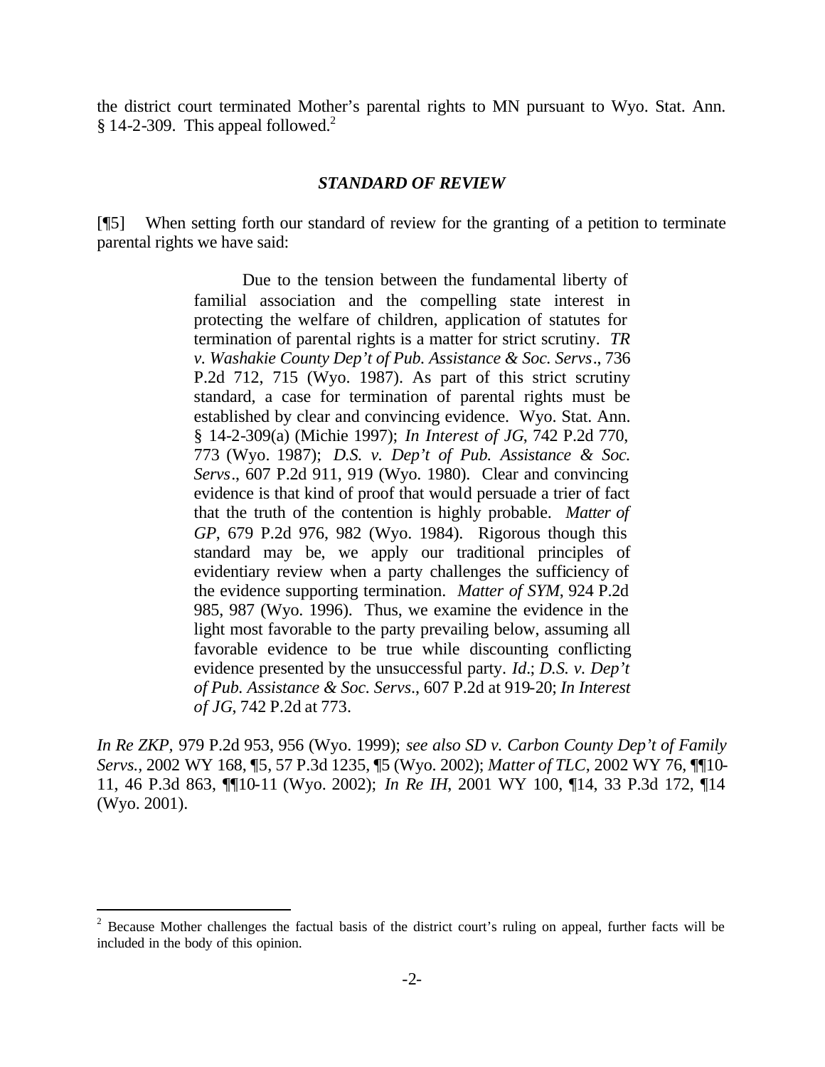the district court terminated Mother's parental rights to MN pursuant to Wyo. Stat. Ann. § 14-2-309. This appeal followed.[2]

### *STANDARD OF REVIEW*

[¶5] When setting forth our standard of review for the granting of a petition to terminate parental rights we have said:

> Due to the tension between the fundamental liberty of familial association and the compelling state interest in protecting the welfare of children, application of statutes for termination of parental rights is a matter for strict scrutiny. *TR v. Washakie County Dep't of Pub. Assistance & Soc. Servs*., 736 P.2d 712, 715 (Wyo. 1987). As part of this strict scrutiny standard, a case for termination of parental rights must be established by clear and convincing evidence. Wyo. Stat. Ann. § 14-2-309(a) (Michie 1997); *In Interest of JG*, 742 P.2d 770, 773 (Wyo. 1987); *D.S. v. Dep't of Pub. Assistance & Soc. Servs*., 607 P.2d 911, 919 (Wyo. 1980). Clear and convincing evidence is that kind of proof that would persuade a trier of fact that the truth of the contention is highly probable. *Matter of GP*, 679 P.2d 976, 982 (Wyo. 1984). Rigorous though this standard may be, we apply our traditional principles of evidentiary review when a party challenges the sufficiency of the evidence supporting termination. *Matter of SYM*, 924 P.2d 985, 987 (Wyo. 1996). Thus, we examine the evidence in the light most favorable to the party prevailing below, assuming all favorable evidence to be true while discounting conflicting evidence presented by the unsuccessful party. *Id*.; *D.S. v. Dep't of Pub. Assistance & Soc. Servs*., 607 P.2d at 919-20; *In Interest of JG*, 742 P.2d at 773.

*In Re ZKP*, 979 P.2d 953, 956 (Wyo. 1999); *see also SD v. Carbon County Dep't of Family Servs.*, 2002 WY 168, ¶5, 57 P.3d 1235, ¶5 (Wyo. 2002); *Matter of TLC*, 2002 WY 76, ¶¶10-11, 46 P.3d 863, ¶¶10-11 (Wyo. 2002); *In Re IH*, 2001 WY 100, ¶14, 33 P.3d 172, ¶14 (Wyo. 2001).

---

[2] Because Mother challenges the factual basis of the district court's ruling on appeal, further facts will be included in the body of this opinion.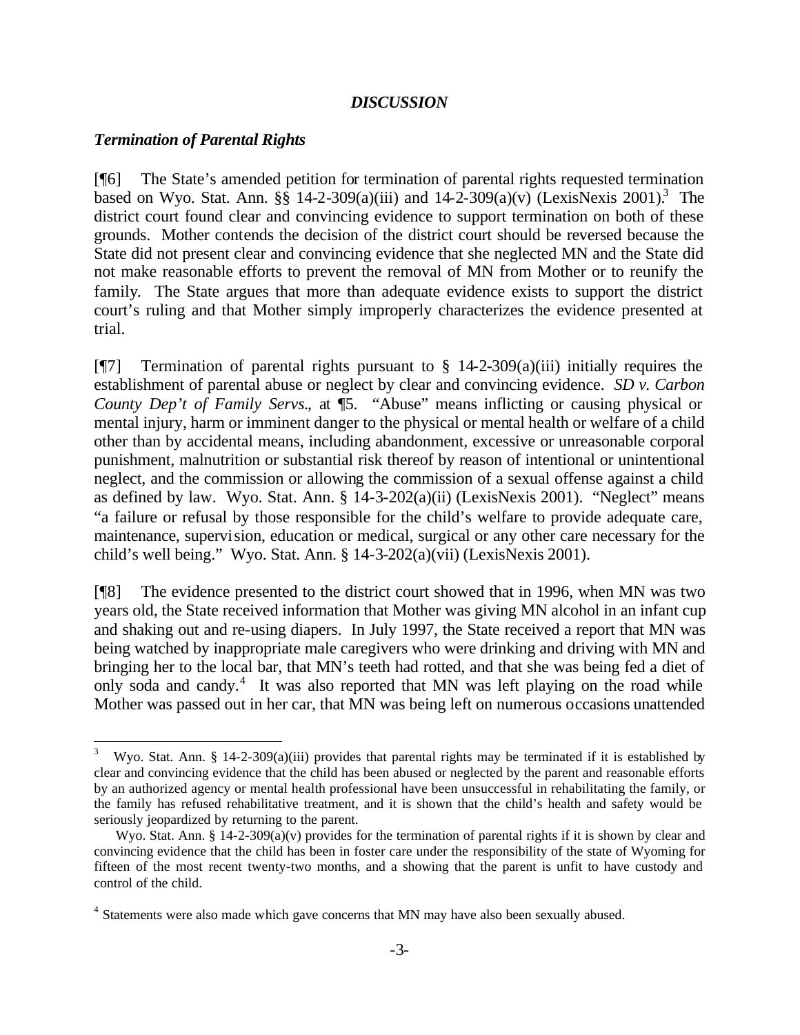## *DISCUSSION*

### *Termination of Parental Rights*

[¶6] The State's amended petition for termination of parental rights requested termination based on Wyo. Stat. Ann. §§ 14-2-309(a)(iii) and 14-2-309(a)(v) (LexisNexis 2001).[3] The district court found clear and convincing evidence to support termination on both of these grounds. Mother contends the decision of the district court should be reversed because the State did not present clear and convincing evidence that she neglected MN and the State did not make reasonable efforts to prevent the removal of MN from Mother or to reunify the family. The State argues that more than adequate evidence exists to support the district court's ruling and that Mother simply improperly characterizes the evidence presented at trial.

[¶7] Termination of parental rights pursuant to § 14-2-309(a)(iii) initially requires the establishment of parental abuse or neglect by clear and convincing evidence. *SD v. Carbon County Dep't of Family Servs.*, at ¶5. "Abuse" means inflicting or causing physical or mental injury, harm or imminent danger to the physical or mental health or welfare of a child other than by accidental means, including abandonment, excessive or unreasonable corporal punishment, malnutrition or substantial risk thereof by reason of intentional or unintentional neglect, and the commission or allowing the commission of a sexual offense against a child as defined by law. Wyo. Stat. Ann. § 14-3-202(a)(ii) (LexisNexis 2001). "Neglect" means "a failure or refusal by those responsible for the child's welfare to provide adequate care, maintenance, supervision, education or medical, surgical or any other care necessary for the child's well being." Wyo. Stat. Ann. § 14-3-202(a)(vii) (LexisNexis 2001).

[¶8] The evidence presented to the district court showed that in 1996, when MN was two years old, the State received information that Mother was giving MN alcohol in an infant cup and shaking out and re-using diapers. In July 1997, the State received a report that MN was being watched by inappropriate male caregivers who were drinking and driving with MN and bringing her to the local bar, that MN's teeth had rotted, and that she was being fed a diet of only soda and candy.[4] It was also reported that MN was left playing on the road while Mother was passed out in her car, that MN was being left on numerous occasions unattended

---

[3] Wyo. Stat. Ann. § 14-2-309(a)(iii) provides that parental rights may be terminated if it is established by clear and convincing evidence that the child has been abused or neglected by the parent and reasonable efforts by an authorized agency or mental health professional have been unsuccessful in rehabilitating the family, or the family has refused rehabilitative treatment, and it is shown that the child's health and safety would be seriously jeopardized by returning to the parent.

Wyo. Stat. Ann. § 14-2-309(a)(v) provides for the termination of parental rights if it is shown by clear and convincing evidence that the child has been in foster care under the responsibility of the state of Wyoming for fifteen of the most recent twenty-two months, and a showing that the parent is unfit to have custody and control of the child.

[4] Statements were also made which gave concerns that MN may have also been sexually abused.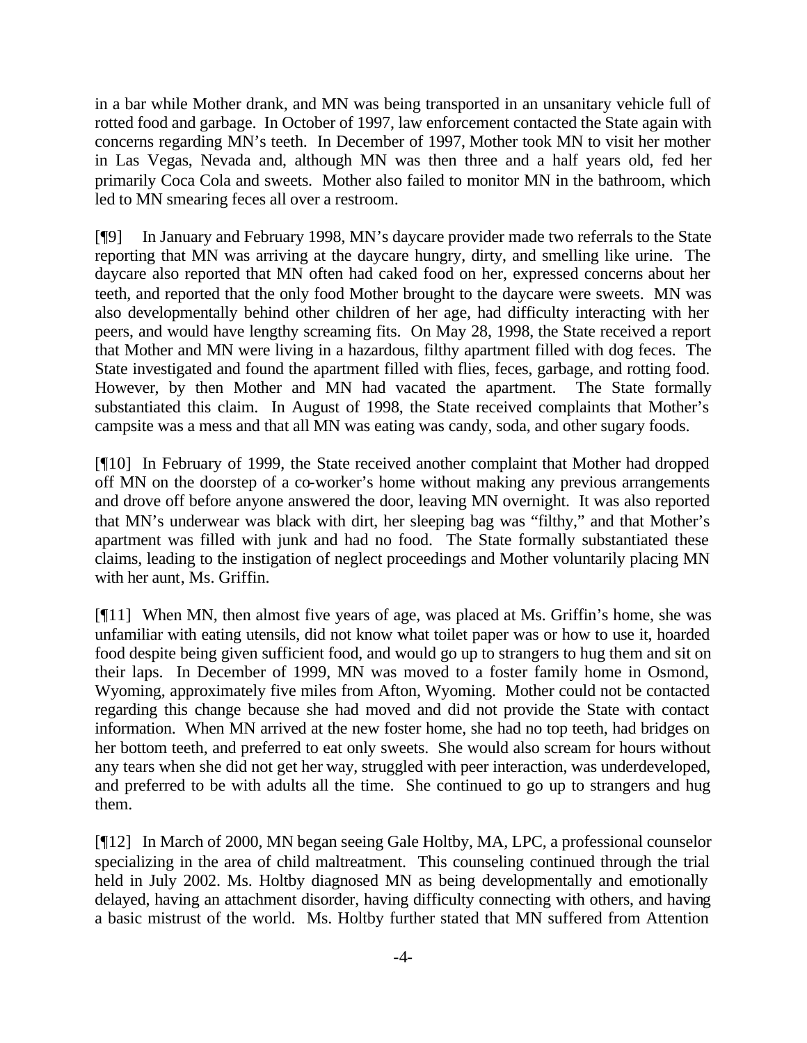in a bar while Mother drank, and MN was being transported in an unsanitary vehicle full of rotted food and garbage. In October of 1997, law enforcement contacted the State again with concerns regarding MN's teeth. In December of 1997, Mother took MN to visit her mother in Las Vegas, Nevada and, although MN was then three and a half years old, fed her primarily Coca Cola and sweets. Mother also failed to monitor MN in the bathroom, which led to MN smearing feces all over a restroom.

[¶9] In January and February 1998, MN's daycare provider made two referrals to the State reporting that MN was arriving at the daycare hungry, dirty, and smelling like urine. The daycare also reported that MN often had caked food on her, expressed concerns about her teeth, and reported that the only food Mother brought to the daycare were sweets. MN was also developmentally behind other children of her age, had difficulty interacting with her peers, and would have lengthy screaming fits. On May 28, 1998, the State received a report that Mother and MN were living in a hazardous, filthy apartment filled with dog feces. The State investigated and found the apartment filled with flies, feces, garbage, and rotting food. However, by then Mother and MN had vacated the apartment. The State formally substantiated this claim. In August of 1998, the State received complaints that Mother's campsite was a mess and that all MN was eating was candy, soda, and other sugary foods.

[¶10] In February of 1999, the State received another complaint that Mother had dropped off MN on the doorstep of a co-worker's home without making any previous arrangements and drove off before anyone answered the door, leaving MN overnight. It was also reported that MN's underwear was black with dirt, her sleeping bag was "filthy," and that Mother's apartment was filled with junk and had no food. The State formally substantiated these claims, leading to the instigation of neglect proceedings and Mother voluntarily placing MN with her aunt, Ms. Griffin.

[¶11] When MN, then almost five years of age, was placed at Ms. Griffin's home, she was unfamiliar with eating utensils, did not know what toilet paper was or how to use it, hoarded food despite being given sufficient food, and would go up to strangers to hug them and sit on their laps. In December of 1999, MN was moved to a foster family home in Osmond, Wyoming, approximately five miles from Afton, Wyoming. Mother could not be contacted regarding this change because she had moved and did not provide the State with contact information. When MN arrived at the new foster home, she had no top teeth, had bridges on her bottom teeth, and preferred to eat only sweets. She would also scream for hours without any tears when she did not get her way, struggled with peer interaction, was underdeveloped, and preferred to be with adults all the time. She continued to go up to strangers and hug them.

[¶12] In March of 2000, MN began seeing Gale Holtby, MA, LPC, a professional counselor specializing in the area of child maltreatment. This counseling continued through the trial held in July 2002. Ms. Holtby diagnosed MN as being developmentally and emotionally delayed, having an attachment disorder, having difficulty connecting with others, and having a basic mistrust of the world. Ms. Holtby further stated that MN suffered from Attention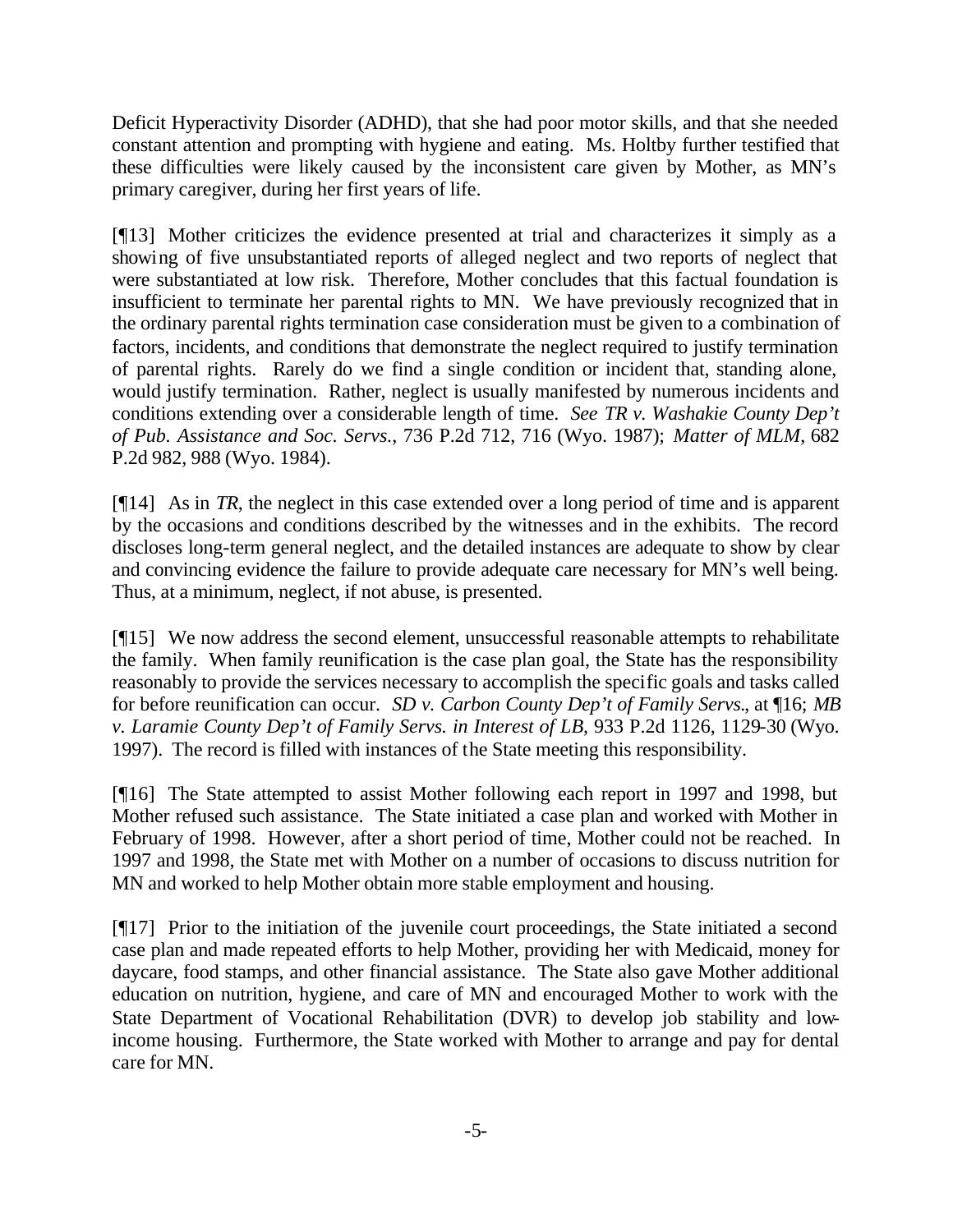Deficit Hyperactivity Disorder (ADHD), that she had poor motor skills, and that she needed constant attention and prompting with hygiene and eating. Ms. Holtby further testified that these difficulties were likely caused by the inconsistent care given by Mother, as MN's primary caregiver, during her first years of life.

[¶13] Mother criticizes the evidence presented at trial and characterizes it simply as a showing of five unsubstantiated reports of alleged neglect and two reports of neglect that were substantiated at low risk. Therefore, Mother concludes that this factual foundation is insufficient to terminate her parental rights to MN. We have previously recognized that in the ordinary parental rights termination case consideration must be given to a combination of factors, incidents, and conditions that demonstrate the neglect required to justify termination of parental rights. Rarely do we find a single condition or incident that, standing alone, would justify termination. Rather, neglect is usually manifested by numerous incidents and conditions extending over a considerable length of time. *See TR v. Washakie County Dep't of Pub. Assistance and Soc. Servs.*, 736 P.2d 712, 716 (Wyo. 1987); *Matter of MLM*, 682 P.2d 982, 988 (Wyo. 1984).

[¶14] As in *TR*, the neglect in this case extended over a long period of time and is apparent by the occasions and conditions described by the witnesses and in the exhibits. The record discloses long-term general neglect, and the detailed instances are adequate to show by clear and convincing evidence the failure to provide adequate care necessary for MN's well being. Thus, at a minimum, neglect, if not abuse, is presented.

[¶15] We now address the second element, unsuccessful reasonable attempts to rehabilitate the family. When family reunification is the case plan goal, the State has the responsibility reasonably to provide the services necessary to accomplish the specific goals and tasks called for before reunification can occur. *SD v. Carbon County Dep't of Family Servs.*, at ¶16; *MB v. Laramie County Dep't of Family Servs. in Interest of LB*, 933 P.2d 1126, 1129-30 (Wyo. 1997). The record is filled with instances of the State meeting this responsibility.

[¶16] The State attempted to assist Mother following each report in 1997 and 1998, but Mother refused such assistance. The State initiated a case plan and worked with Mother in February of 1998. However, after a short period of time, Mother could not be reached. In 1997 and 1998, the State met with Mother on a number of occasions to discuss nutrition for MN and worked to help Mother obtain more stable employment and housing.

[¶17] Prior to the initiation of the juvenile court proceedings, the State initiated a second case plan and made repeated efforts to help Mother, providing her with Medicaid, money for daycare, food stamps, and other financial assistance. The State also gave Mother additional education on nutrition, hygiene, and care of MN and encouraged Mother to work with the State Department of Vocational Rehabilitation (DVR) to develop job stability and low-income housing. Furthermore, the State worked with Mother to arrange and pay for dental care for MN.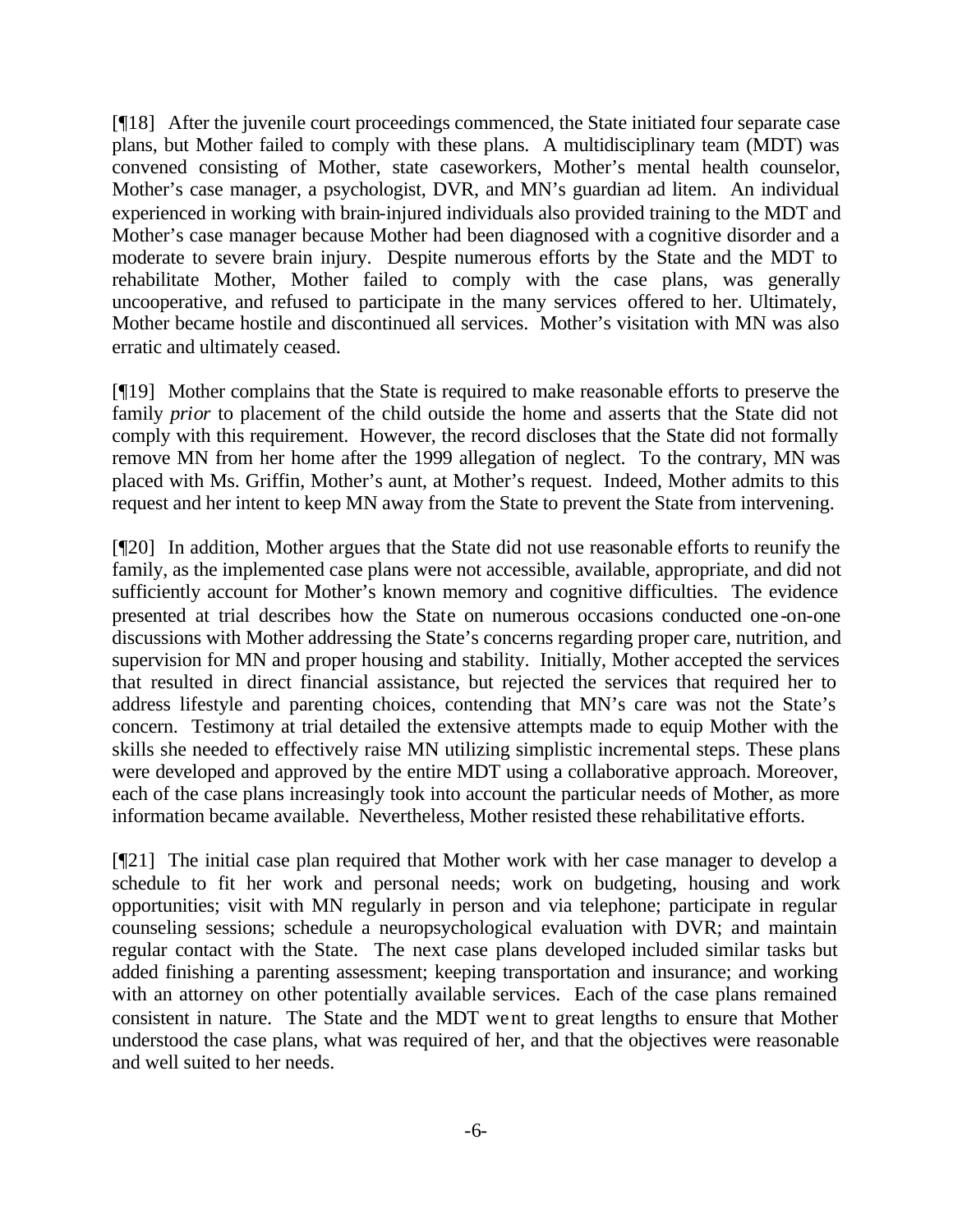[¶18] After the juvenile court proceedings commenced, the State initiated four separate case plans, but Mother failed to comply with these plans. A multidisciplinary team (MDT) was convened consisting of Mother, state caseworkers, Mother's mental health counselor, Mother's case manager, a psychologist, DVR, and MN's guardian ad litem. An individual experienced in working with brain-injured individuals also provided training to the MDT and Mother's case manager because Mother had been diagnosed with a cognitive disorder and a moderate to severe brain injury. Despite numerous efforts by the State and the MDT to rehabilitate Mother, Mother failed to comply with the case plans, was generally uncooperative, and refused to participate in the many services offered to her. Ultimately, Mother became hostile and discontinued all services. Mother's visitation with MN was also erratic and ultimately ceased.

[¶19] Mother complains that the State is required to make reasonable efforts to preserve the family *prior* to placement of the child outside the home and asserts that the State did not comply with this requirement. However, the record discloses that the State did not formally remove MN from her home after the 1999 allegation of neglect. To the contrary, MN was placed with Ms. Griffin, Mother's aunt, at Mother's request. Indeed, Mother admits to this request and her intent to keep MN away from the State to prevent the State from intervening.

[¶20] In addition, Mother argues that the State did not use reasonable efforts to reunify the family, as the implemented case plans were not accessible, available, appropriate, and did not sufficiently account for Mother's known memory and cognitive difficulties. The evidence presented at trial describes how the State on numerous occasions conducted one-on-one discussions with Mother addressing the State's concerns regarding proper care, nutrition, and supervision for MN and proper housing and stability. Initially, Mother accepted the services that resulted in direct financial assistance, but rejected the services that required her to address lifestyle and parenting choices, contending that MN's care was not the State's concern. Testimony at trial detailed the extensive attempts made to equip Mother with the skills she needed to effectively raise MN utilizing simplistic incremental steps. These plans were developed and approved by the entire MDT using a collaborative approach. Moreover, each of the case plans increasingly took into account the particular needs of Mother, as more information became available. Nevertheless, Mother resisted these rehabilitative efforts.

[¶21] The initial case plan required that Mother work with her case manager to develop a schedule to fit her work and personal needs; work on budgeting, housing and work opportunities; visit with MN regularly in person and via telephone; participate in regular counseling sessions; schedule a neuropsychological evaluation with DVR; and maintain regular contact with the State. The next case plans developed included similar tasks but added finishing a parenting assessment; keeping transportation and insurance; and working with an attorney on other potentially available services. Each of the case plans remained consistent in nature. The State and the MDT went to great lengths to ensure that Mother understood the case plans, what was required of her, and that the objectives were reasonable and well suited to her needs.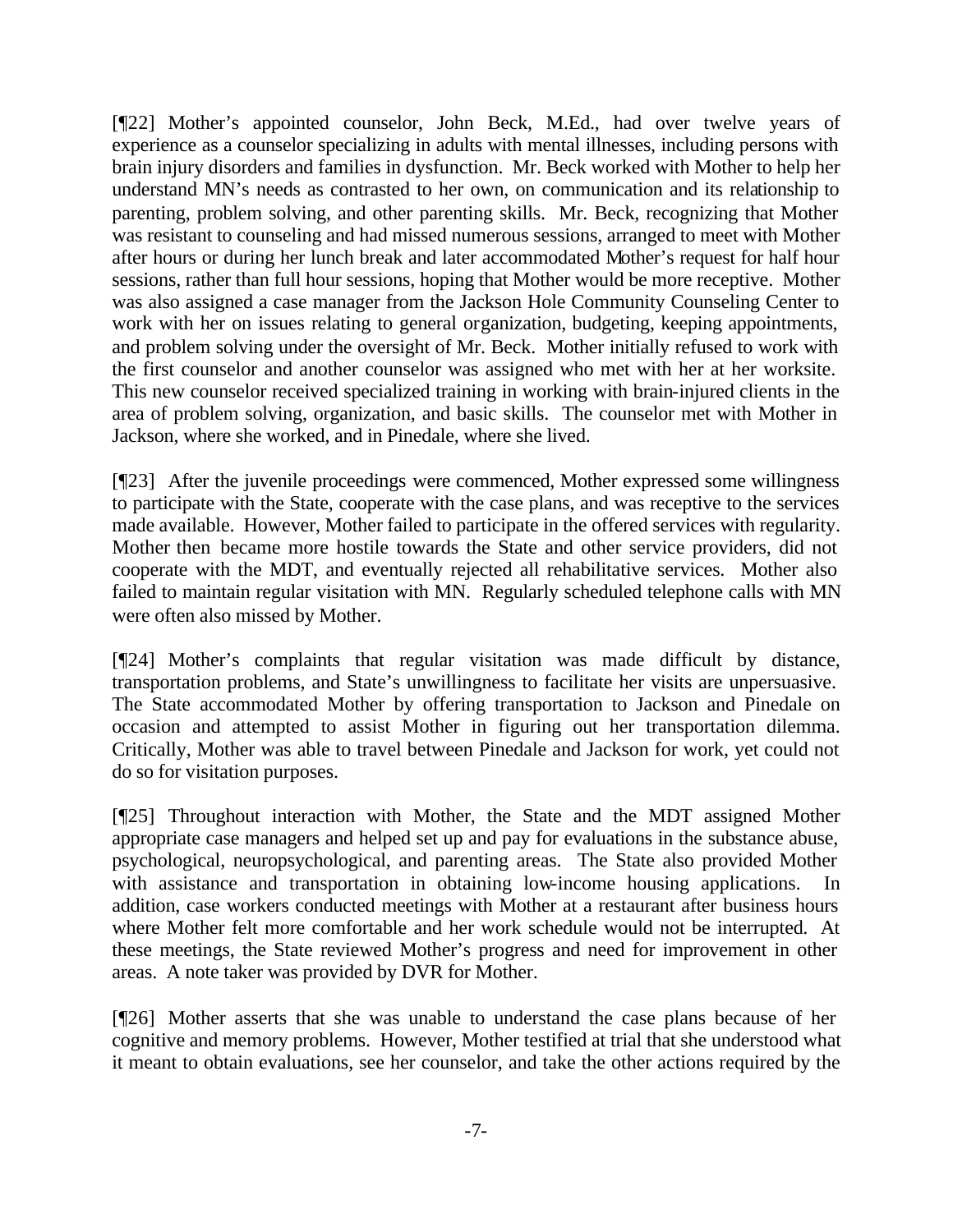[¶22] Mother's appointed counselor, John Beck, M.Ed., had over twelve years of experience as a counselor specializing in adults with mental illnesses, including persons with brain injury disorders and families in dysfunction. Mr. Beck worked with Mother to help her understand MN's needs as contrasted to her own, on communication and its relationship to parenting, problem solving, and other parenting skills. Mr. Beck, recognizing that Mother was resistant to counseling and had missed numerous sessions, arranged to meet with Mother after hours or during her lunch break and later accommodated Mother's request for half hour sessions, rather than full hour sessions, hoping that Mother would be more receptive. Mother was also assigned a case manager from the Jackson Hole Community Counseling Center to work with her on issues relating to general organization, budgeting, keeping appointments, and problem solving under the oversight of Mr. Beck. Mother initially refused to work with the first counselor and another counselor was assigned who met with her at her worksite. This new counselor received specialized training in working with brain-injured clients in the area of problem solving, organization, and basic skills. The counselor met with Mother in Jackson, where she worked, and in Pinedale, where she lived.

[¶23] After the juvenile proceedings were commenced, Mother expressed some willingness to participate with the State, cooperate with the case plans, and was receptive to the services made available. However, Mother failed to participate in the offered services with regularity. Mother then became more hostile towards the State and other service providers, did not cooperate with the MDT, and eventually rejected all rehabilitative services. Mother also failed to maintain regular visitation with MN. Regularly scheduled telephone calls with MN were often also missed by Mother.

[¶24] Mother's complaints that regular visitation was made difficult by distance, transportation problems, and State's unwillingness to facilitate her visits are unpersuasive. The State accommodated Mother by offering transportation to Jackson and Pinedale on occasion and attempted to assist Mother in figuring out her transportation dilemma. Critically, Mother was able to travel between Pinedale and Jackson for work, yet could not do so for visitation purposes.

[¶25] Throughout interaction with Mother, the State and the MDT assigned Mother appropriate case managers and helped set up and pay for evaluations in the substance abuse, psychological, neuropsychological, and parenting areas. The State also provided Mother with assistance and transportation in obtaining low-income housing applications. In addition, case workers conducted meetings with Mother at a restaurant after business hours where Mother felt more comfortable and her work schedule would not be interrupted. At these meetings, the State reviewed Mother's progress and need for improvement in other areas. A note taker was provided by DVR for Mother.

[¶26] Mother asserts that she was unable to understand the case plans because of her cognitive and memory problems. However, Mother testified at trial that she understood what it meant to obtain evaluations, see her counselor, and take the other actions required by the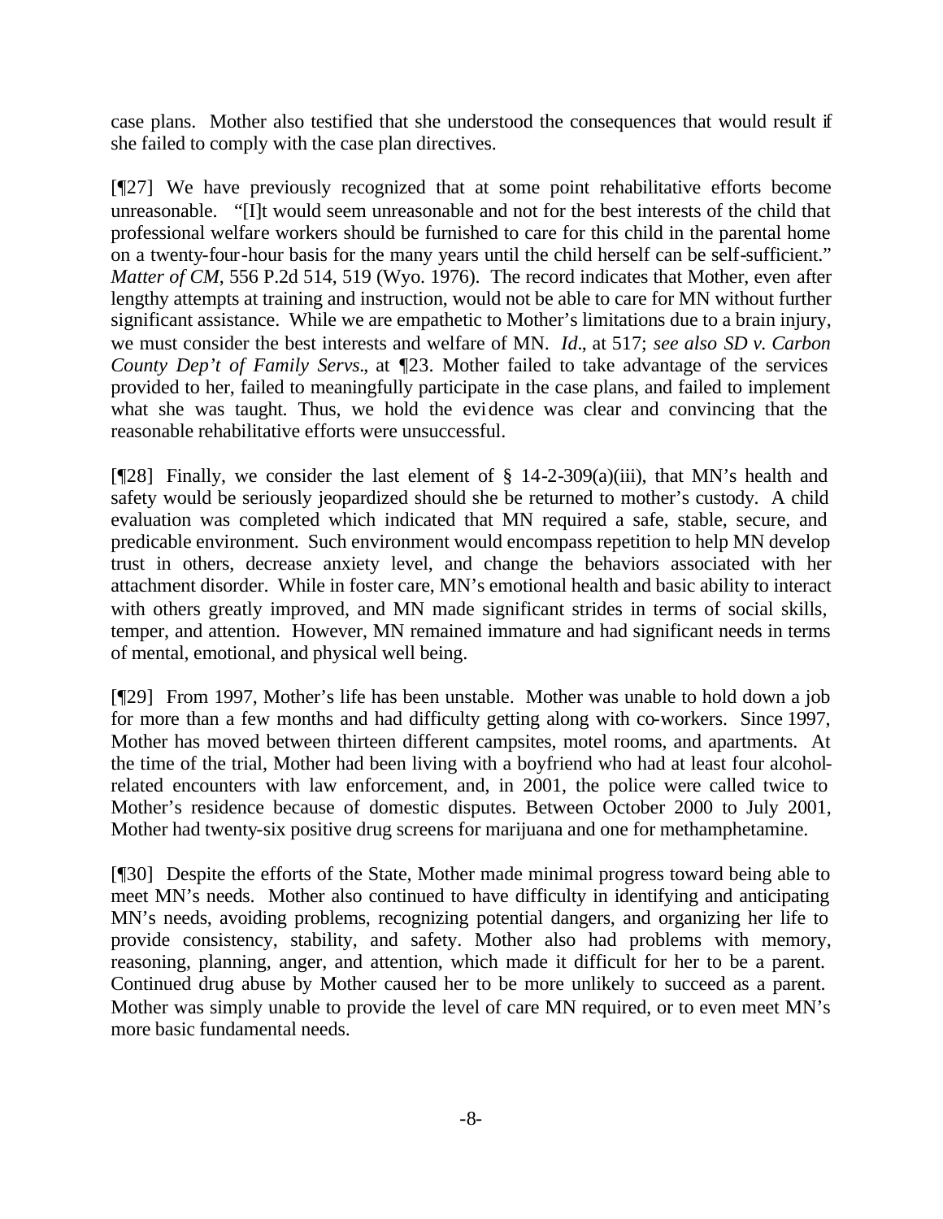case plans. Mother also testified that she understood the consequences that would result if she failed to comply with the case plan directives.

[¶27] We have previously recognized that at some point rehabilitative efforts become unreasonable. "[I]t would seem unreasonable and not for the best interests of the child that professional welfare workers should be furnished to care for this child in the parental home on a twenty-four-hour basis for the many years until the child herself can be self-sufficient." *Matter of CM*, 556 P.2d 514, 519 (Wyo. 1976). The record indicates that Mother, even after lengthy attempts at training and instruction, would not be able to care for MN without further significant assistance. While we are empathetic to Mother's limitations due to a brain injury, we must consider the best interests and welfare of MN. *Id*., at 517; *see also SD v. Carbon County Dep't of Family Servs*., at ¶23. Mother failed to take advantage of the services provided to her, failed to meaningfully participate in the case plans, and failed to implement what she was taught. Thus, we hold the evidence was clear and convincing that the reasonable rehabilitative efforts were unsuccessful.

[¶28] Finally, we consider the last element of § 14-2-309(a)(iii), that MN's health and safety would be seriously jeopardized should she be returned to mother's custody. A child evaluation was completed which indicated that MN required a safe, stable, secure, and predicable environment. Such environment would encompass repetition to help MN develop trust in others, decrease anxiety level, and change the behaviors associated with her attachment disorder. While in foster care, MN's emotional health and basic ability to interact with others greatly improved, and MN made significant strides in terms of social skills, temper, and attention. However, MN remained immature and had significant needs in terms of mental, emotional, and physical well being.

[¶29] From 1997, Mother's life has been unstable. Mother was unable to hold down a job for more than a few months and had difficulty getting along with co-workers. Since 1997, Mother has moved between thirteen different campsites, motel rooms, and apartments. At the time of the trial, Mother had been living with a boyfriend who had at least four alcohol-related encounters with law enforcement, and, in 2001, the police were called twice to Mother's residence because of domestic disputes. Between October 2000 to July 2001, Mother had twenty-six positive drug screens for marijuana and one for methamphetamine.

[¶30] Despite the efforts of the State, Mother made minimal progress toward being able to meet MN's needs. Mother also continued to have difficulty in identifying and anticipating MN's needs, avoiding problems, recognizing potential dangers, and organizing her life to provide consistency, stability, and safety. Mother also had problems with memory, reasoning, planning, anger, and attention, which made it difficult for her to be a parent. Continued drug abuse by Mother caused her to be more unlikely to succeed as a parent. Mother was simply unable to provide the level of care MN required, or to even meet MN's more basic fundamental needs.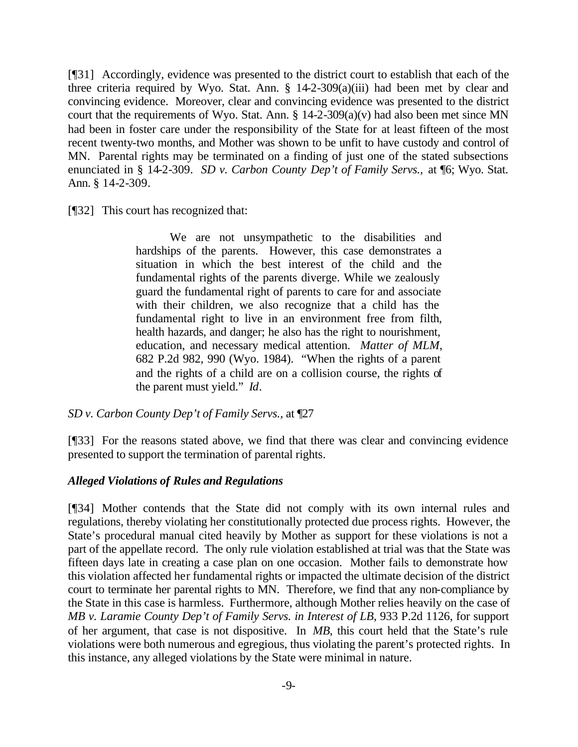[¶31] Accordingly, evidence was presented to the district court to establish that each of the three criteria required by Wyo. Stat. Ann. § 14-2-309(a)(iii) had been met by clear and convincing evidence. Moreover, clear and convincing evidence was presented to the district court that the requirements of Wyo. Stat. Ann. § 14-2-309(a)(v) had also been met since MN had been in foster care under the responsibility of the State for at least fifteen of the most recent twenty-two months, and Mother was shown to be unfit to have custody and control of MN. Parental rights may be terminated on a finding of just one of the stated subsections enunciated in § 14-2-309. *SD v. Carbon County Dep't of Family Servs.*, at ¶6; Wyo. Stat. Ann. § 14-2-309.

[¶32] This court has recognized that:

> We are not unsympathetic to the disabilities and hardships of the parents. However, this case demonstrates a situation in which the best interest of the child and the fundamental rights of the parents diverge. While we zealously guard the fundamental right of parents to care for and associate with their children, we also recognize that a child has the fundamental right to live in an environment free from filth, health hazards, and danger; he also has the right to nourishment, education, and necessary medical attention. *Matter of MLM*, 682 P.2d 982, 990 (Wyo. 1984). "When the rights of a parent and the rights of a child are on a collision course, the rights of the parent must yield." *Id*.

*SD v. Carbon County Dep't of Family Servs.*, at ¶27

[¶33] For the reasons stated above, we find that there was clear and convincing evidence presented to support the termination of parental rights.

### *Alleged Violations of Rules and Regulations*

[¶34] Mother contends that the State did not comply with its own internal rules and regulations, thereby violating her constitutionally protected due process rights. However, the State's procedural manual cited heavily by Mother as support for these violations is not a part of the appellate record. The only rule violation established at trial was that the State was fifteen days late in creating a case plan on one occasion. Mother fails to demonstrate how this violation affected her fundamental rights or impacted the ultimate decision of the district court to terminate her parental rights to MN. Therefore, we find that any non-compliance by the State in this case is harmless. Furthermore, although Mother relies heavily on the case of *MB v. Laramie County Dep't of Family Servs. in Interest of LB*, 933 P.2d 1126, for support of her argument, that case is not dispositive. In *MB*, this court held that the State's rule violations were both numerous and egregious, thus violating the parent's protected rights. In this instance, any alleged violations by the State were minimal in nature.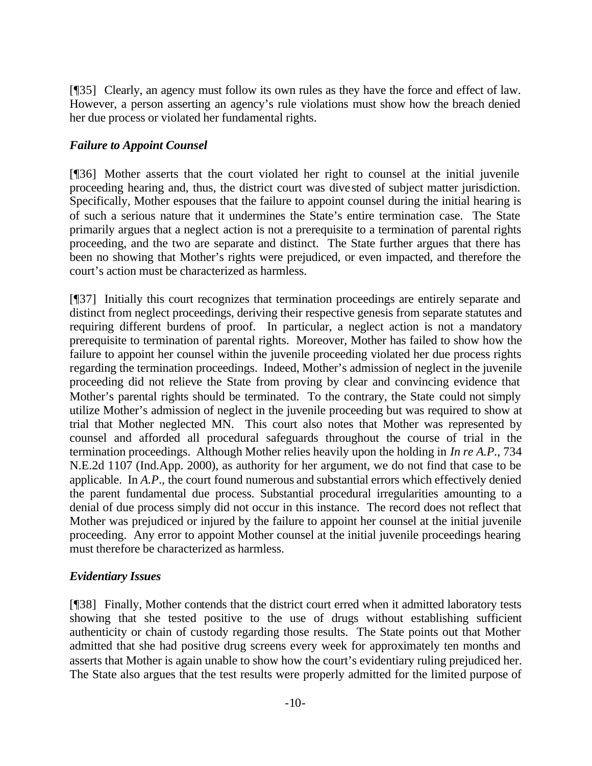[¶35] Clearly, an agency must follow its own rules as they have the force and effect of law. However, a person asserting an agency's rule violations must show how the breach denied her due process or violated her fundamental rights.

### *Failure to Appoint Counsel*

[¶36] Mother asserts that the court violated her right to counsel at the initial juvenile proceeding hearing and, thus, the district court was divested of subject matter jurisdiction. Specifically, Mother espouses that the failure to appoint counsel during the initial hearing is of such a serious nature that it undermines the State's entire termination case. The State primarily argues that a neglect action is not a prerequisite to a termination of parental rights proceeding, and the two are separate and distinct. The State further argues that there has been no showing that Mother's rights were prejudiced, or even impacted, and therefore the court's action must be characterized as harmless.

[¶37] Initially this court recognizes that termination proceedings are entirely separate and distinct from neglect proceedings, deriving their respective genesis from separate statutes and requiring different burdens of proof. In particular, a neglect action is not a mandatory prerequisite to termination of parental rights. Moreover, Mother has failed to show how the failure to appoint her counsel within the juvenile proceeding violated her due process rights regarding the termination proceedings. Indeed, Mother's admission of neglect in the juvenile proceeding did not relieve the State from proving by clear and convincing evidence that Mother's parental rights should be terminated. To the contrary, the State could not simply utilize Mother's admission of neglect in the juvenile proceeding but was required to show at trial that Mother neglected MN. This court also notes that Mother was represented by counsel and afforded all procedural safeguards throughout the course of trial in the termination proceedings. Although Mother relies heavily upon the holding in *In re A.P.*, 734 N.E.2d 1107 (Ind.App. 2000), as authority for her argument, we do not find that case to be applicable. In *A.P.*, the court found numerous and substantial errors which effectively denied the parent fundamental due process. Substantial procedural irregularities amounting to a denial of due process simply did not occur in this instance. The record does not reflect that Mother was prejudiced or injured by the failure to appoint her counsel at the initial juvenile proceeding. Any error to appoint Mother counsel at the initial juvenile proceedings hearing must therefore be characterized as harmless.

### *Evidentiary Issues*

[¶38] Finally, Mother contends that the district court erred when it admitted laboratory tests showing that she tested positive to the use of drugs without establishing sufficient authenticity or chain of custody regarding those results. The State points out that Mother admitted that she had positive drug screens every week for approximately ten months and asserts that Mother is again unable to show how the court's evidentiary ruling prejudiced her. The State also argues that the test results were properly admitted for the limited purpose of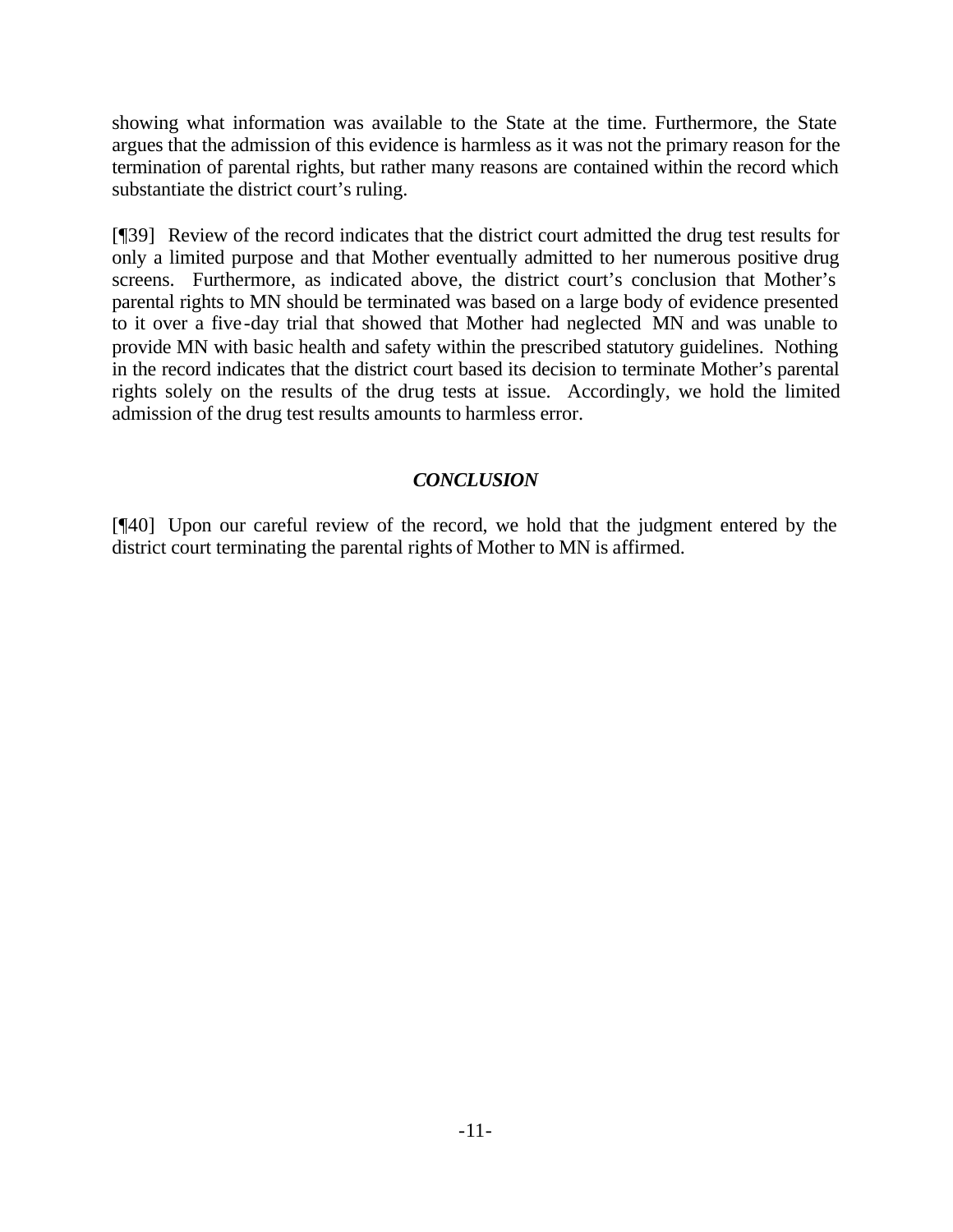showing what information was available to the State at the time. Furthermore, the State argues that the admission of this evidence is harmless as it was not the primary reason for the termination of parental rights, but rather many reasons are contained within the record which substantiate the district court's ruling.

[¶39] Review of the record indicates that the district court admitted the drug test results for only a limited purpose and that Mother eventually admitted to her numerous positive drug screens. Furthermore, as indicated above, the district court's conclusion that Mother's parental rights to MN should be terminated was based on a large body of evidence presented to it over a five-day trial that showed that Mother had neglected MN and was unable to provide MN with basic health and safety within the prescribed statutory guidelines. Nothing in the record indicates that the district court based its decision to terminate Mother's parental rights solely on the results of the drug tests at issue. Accordingly, we hold the limited admission of the drug test results amounts to harmless error.

## *CONCLUSION*

[¶40] Upon our careful review of the record, we hold that the judgment entered by the district court terminating the parental rights of Mother to MN is affirmed.